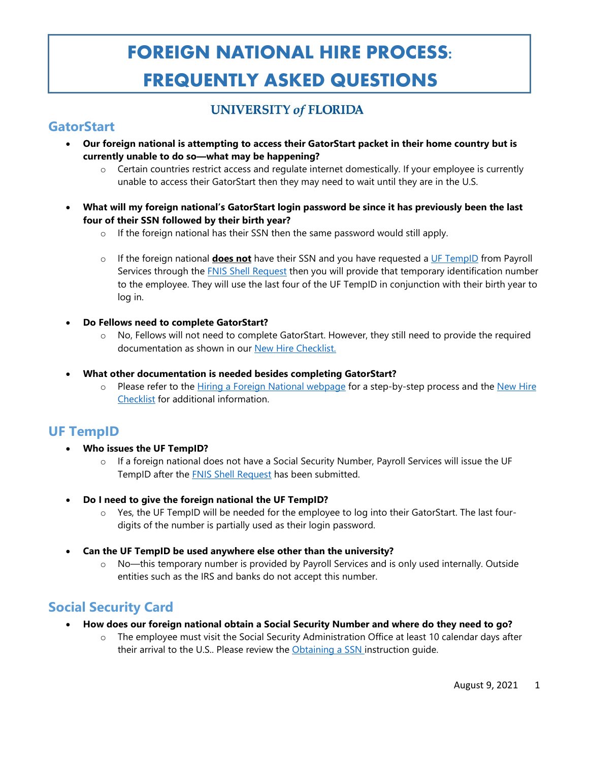# FOREIGN NATIONAL HIRE PROCESS: FREQUENTLY ASKED QUESTIONS

UNIVERSITY *of* FLORIDA

## GatorStart

- **Our foreign national is attempting to access their GatorStart packet in their home country but is currently unable to do so—what may be happening?**
  - Certain countries restrict access and regulate internet domestically. If your employee is currently unable to access their GatorStart then they may need to wait until they are in the U.S.

- **What will my foreign national's GatorStart login password be since it has previously been the last four of their SSN followed by their birth year?**
  - If the foreign national has their SSN then the same password would still apply.
  - If the foreign national **does not** have their SSN and you have requested a UF TempID from Payroll Services through the FNIS Shell Request then you will provide that temporary identification number to the employee. They will use the last four of the UF TempID in conjunction with their birth year to log in.

- **Do Fellows need to complete GatorStart?**
  - No, Fellows will not need to complete GatorStart. However, they still need to provide the required documentation as shown in our New Hire Checklist.

- **What other documentation is needed besides completing GatorStart?**
  - Please refer to the Hiring a Foreign National webpage for a step-by-step process and the New Hire Checklist for additional information.

## UF TempID

- **Who issues the UF TempID?**
  - If a foreign national does not have a Social Security Number, Payroll Services will issue the UF TempID after the FNIS Shell Request has been submitted.

- **Do I need to give the foreign national the UF TempID?**
  - Yes, the UF TempID will be needed for the employee to log into their GatorStart. The last four-digits of the number is partially used as their login password.

- **Can the UF TempID be used anywhere else other than the university?**
  - No—this temporary number is provided by Payroll Services and is only used internally. Outside entities such as the IRS and banks do not accept this number.

## Social Security Card

- **How does our foreign national obtain a Social Security Number and where do they need to go?**
  - The employee must visit the Social Security Administration Office at least 10 calendar days after their arrival to the U.S.. Please review the Obtaining a SSN instruction guide.

August 9, 2021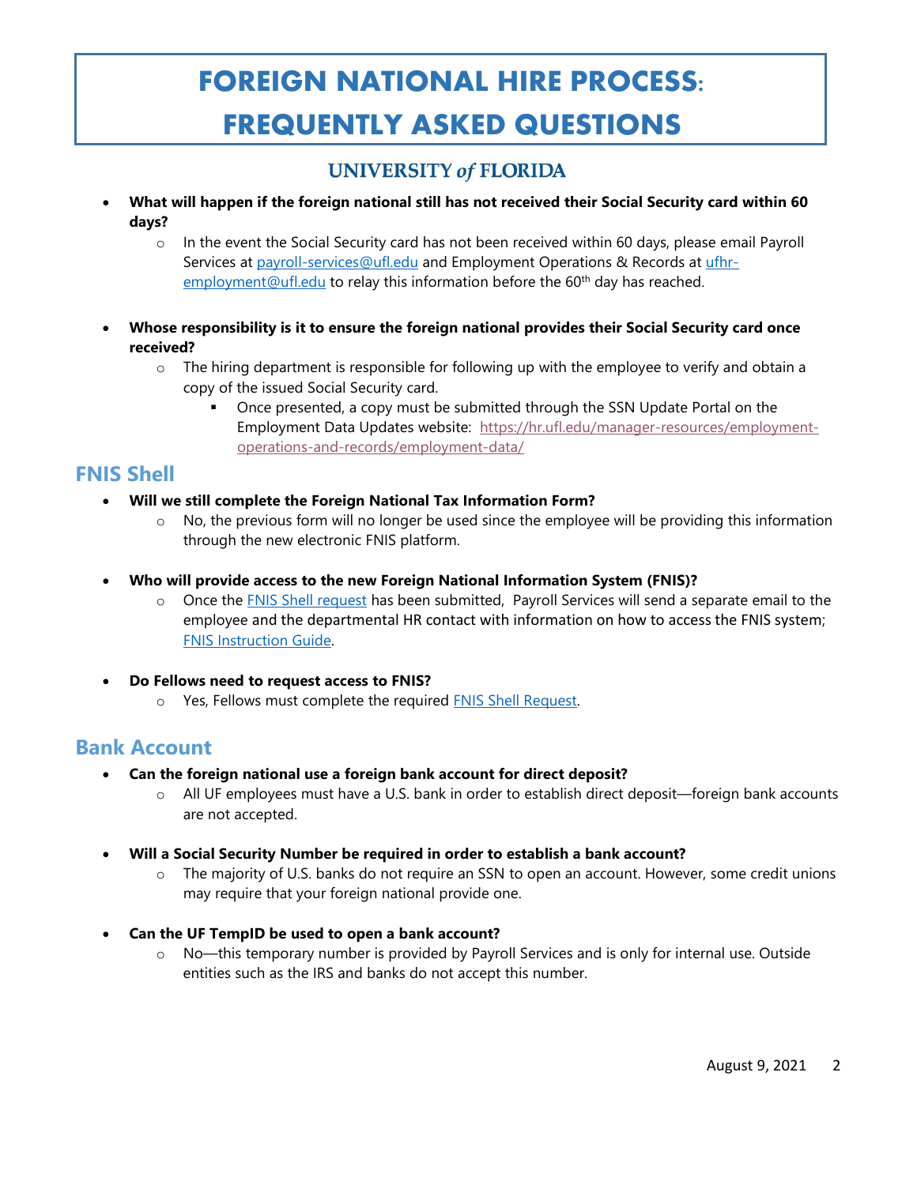# FOREIGN NATIONAL HIRE PROCESS: FREQUENTLY ASKED QUESTIONS

UNIVERSITY of FLORIDA

- **What will happen if the foreign national still has not received their Social Security card within 60 days?**
  - In the event the Social Security card has not been received within 60 days, please email Payroll Services at payroll-services@ufl.edu and Employment Operations & Records at ufhr-employment@ufl.edu to relay this information before the 60th day has reached.

- **Whose responsibility is it to ensure the foreign national provides their Social Security card once received?**
  - The hiring department is responsible for following up with the employee to verify and obtain a copy of the issued Social Security card.
    - Once presented, a copy must be submitted through the SSN Update Portal on the Employment Data Updates website: https://hr.ufl.edu/manager-resources/employment-operations-and-records/employment-data/

## FNIS Shell

- **Will we still complete the Foreign National Tax Information Form?**
  - No, the previous form will no longer be used since the employee will be providing this information through the new electronic FNIS platform.

- **Who will provide access to the new Foreign National Information System (FNIS)?**
  - Once the FNIS Shell request has been submitted, Payroll Services will send a separate email to the employee and the departmental HR contact with information on how to access the FNIS system; FNIS Instruction Guide.

- **Do Fellows need to request access to FNIS?**
  - Yes, Fellows must complete the required FNIS Shell Request.

## Bank Account

- **Can the foreign national use a foreign bank account for direct deposit?**
  - All UF employees must have a U.S. bank in order to establish direct deposit—foreign bank accounts are not accepted.

- **Will a Social Security Number be required in order to establish a bank account?**
  - The majority of U.S. banks do not require an SSN to open an account. However, some credit unions may require that your foreign national provide one.

- **Can the UF TempID be used to open a bank account?**
  - No—this temporary number is provided by Payroll Services and is only for internal use. Outside entities such as the IRS and banks do not accept this number.

August 9, 2021